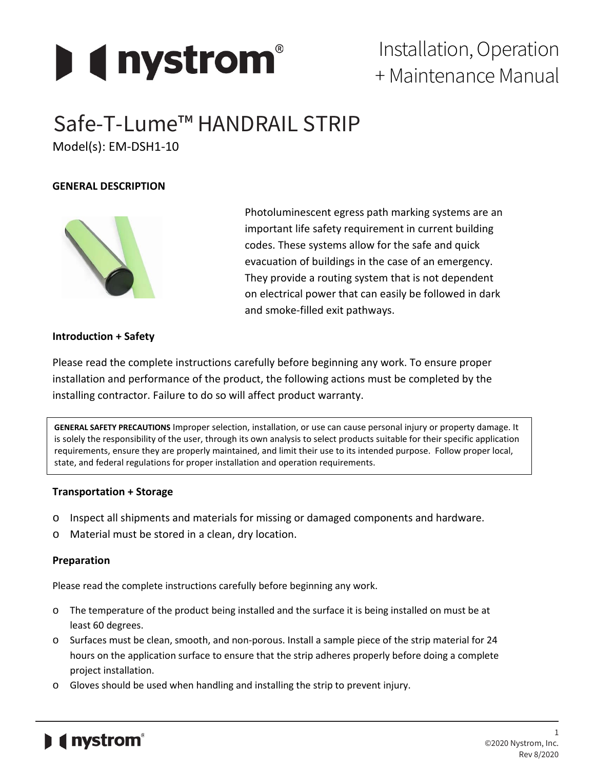# Installation, Operation + Maintenance Manual

# Safe-T-Lume™ HANDRAIL STRIP

Model(s): EM-DSH1-10

**GENERAL DESCRIPTION**

Photoluminescent egress path marking systems are an important life safety requirement in current building codes. These systems allow for the safe and quick evacuation of buildings in the case of an emergency. They provide a routing system that is not dependent on electrical power that can easily be followed in dark and smoke-filled exit pathways.

**Introduction + Safety**

Please read the complete instructions carefully before beginning any work. To ensure proper installation and performance of the product, the following actions must be completed by the installing contractor. Failure to do so will affect product warranty.

> **GENERAL SAFETY PRECAUTIONS** Improper selection, installation, or use can cause personal injury or property damage. It is solely the responsibility of the user, through its own analysis to select products suitable for their specific application requirements, ensure they are properly maintained, and limit their use to its intended purpose. Follow proper local, state, and federal regulations for proper installation and operation requirements.

**Transportation + Storage**

- Inspect all shipments and materials for missing or damaged components and hardware.
- Material must be stored in a clean, dry location.

**Preparation**

Please read the complete instructions carefully before beginning any work.

- The temperature of the product being installed and the surface it is being installed on must be at least 60 degrees.
- Surfaces must be clean, smooth, and non-porous. Install a sample piece of the strip material for 24 hours on the application surface to ensure that the strip adheres properly before doing a complete project installation.
- Gloves should be used when handling and installing the strip to prevent injury.

©2020 Nystrom, Inc.
Rev 8/2020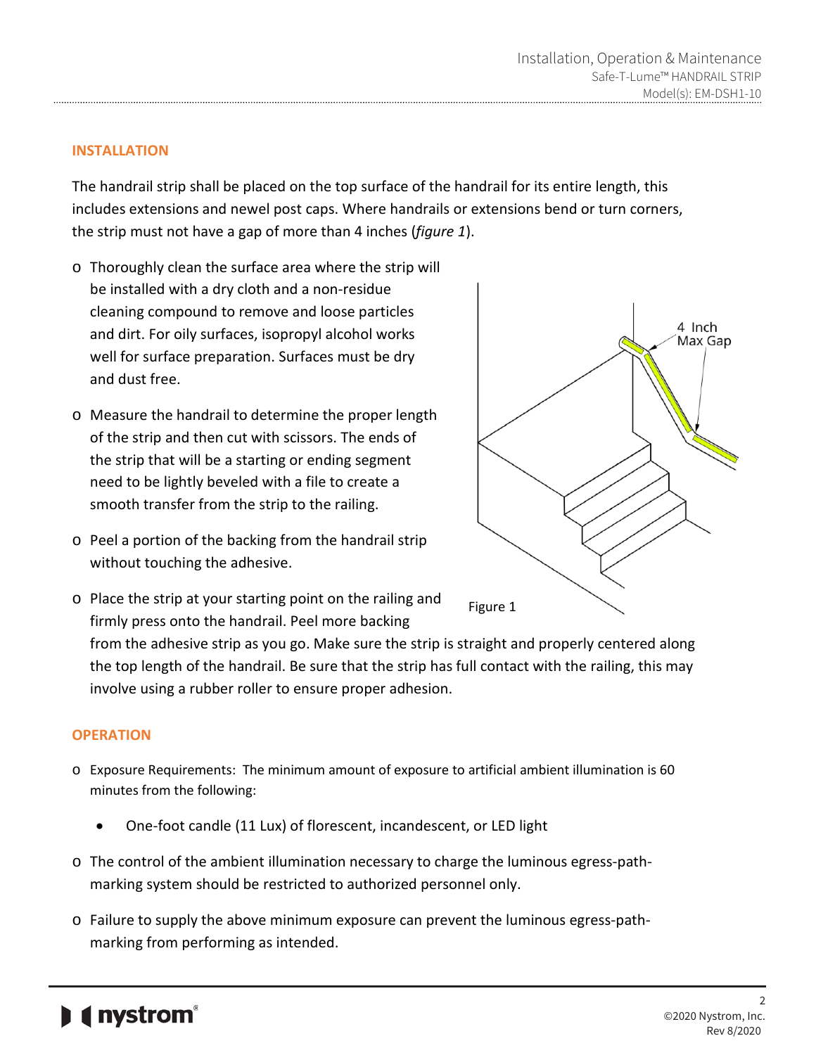## INSTALLATION

The handrail strip shall be placed on the top surface of the handrail for its entire length, this includes extensions and newel post caps. Where handrails or extensions bend or turn corners, the strip must not have a gap of more than 4 inches (*figure 1*).

- Thoroughly clean the surface area where the strip will be installed with a dry cloth and a non-residue cleaning compound to remove and loose particles and dirt. For oily surfaces, isopropyl alcohol works well for surface preparation. Surfaces must be dry and dust free.
- Measure the handrail to determine the proper length of the strip and then cut with scissors. The ends of the strip that will be a starting or ending segment need to be lightly beveled with a file to create a smooth transfer from the strip to the railing.
- Peel a portion of the backing from the handrail strip without touching the adhesive.
- Place the strip at your starting point on the railing and firmly press onto the handrail. Peel more backing from the adhesive strip as you go. Make sure the strip is straight and properly centered along the top length of the handrail. Be sure that the strip has full contact with the railing, this may involve using a rubber roller to ensure proper adhesion.

4 Inch Max Gap

Figure 1

## OPERATION

- Exposure Requirements: The minimum amount of exposure to artificial ambient illumination is 60 minutes from the following:
  - One-foot candle (11 Lux) of florescent, incandescent, or LED light
- The control of the ambient illumination necessary to charge the luminous egress-path-marking system should be restricted to authorized personnel only.
- Failure to supply the above minimum exposure can prevent the luminous egress-path-marking from performing as intended.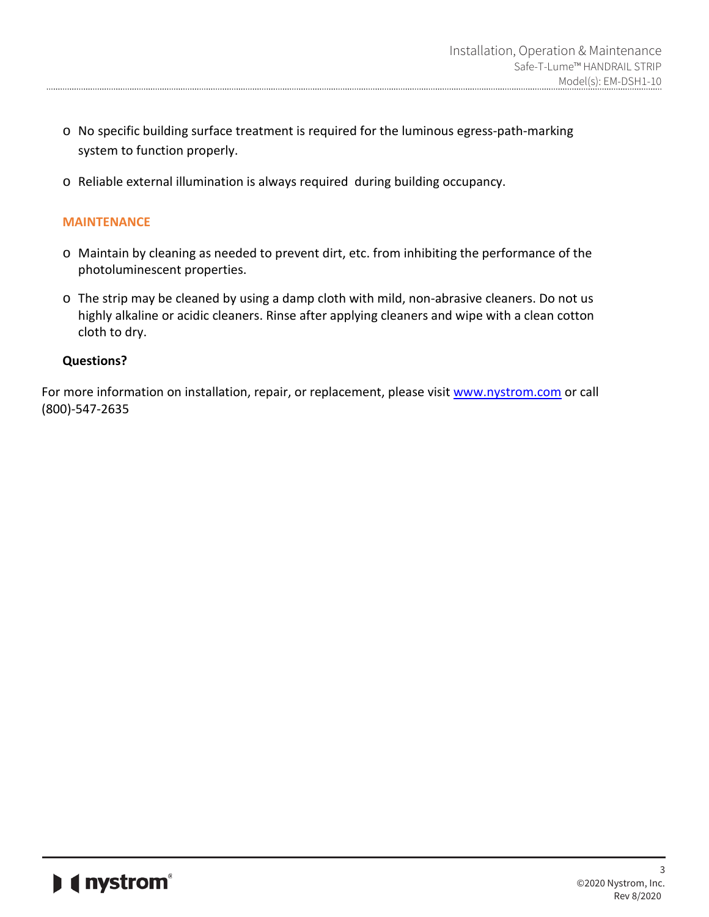- No specific building surface treatment is required for the luminous egress-path-marking system to function properly.
- Reliable external illumination is always required  during building occupancy.

## MAINTENANCE

- Maintain by cleaning as needed to prevent dirt, etc. from inhibiting the performance of the photoluminescent properties.
- The strip may be cleaned by using a damp cloth with mild, non-abrasive cleaners. Do not us highly alkaline or acidic cleaners. Rinse after applying cleaners and wipe with a clean cotton cloth to dry.

**Questions?**

For more information on installation, repair, or replacement, please visit www.nystrom.com or call (800)-547-2635